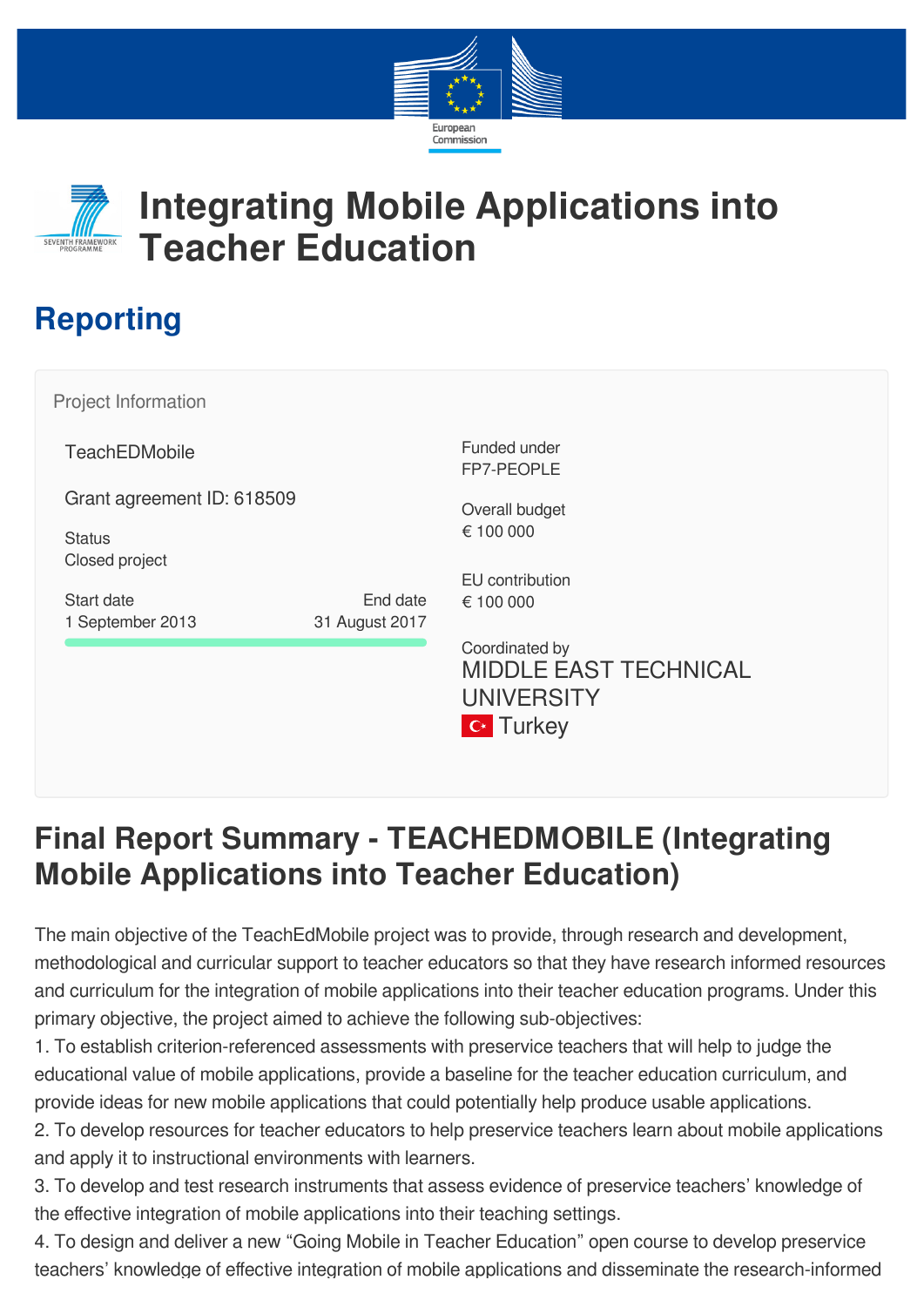# Integrating Mobile Applications into Teacher Education

## Reporting

Project Information

TeachEDMobile

Grant agreement ID: 618509

Status
Closed project

Start date
1 September 2013

End date
31 August 2017

Funded under
FP7-PEOPLE

Overall budget
€ 100 000

EU contribution
€ 100 000

Coordinated by
MIDDLE EAST TECHNICAL UNIVERSITY
Turkey

## Final Report Summary - TEACHEDMOBILE (Integrating Mobile Applications into Teacher Education)

The main objective of the TeachEdMobile project was to provide, through research and development, methodological and curricular support to teacher educators so that they have research informed resources and curriculum for the integration of mobile applications into their teacher education programs. Under this primary objective, the project aimed to achieve the following sub-objectives:

1. To establish criterion-referenced assessments with preservice teachers that will help to judge the educational value of mobile applications, provide a baseline for the teacher education curriculum, and provide ideas for new mobile applications that could potentially help produce usable applications.
2. To develop resources for teacher educators to help preservice teachers learn about mobile applications and apply it to instructional environments with learners.
3. To develop and test research instruments that assess evidence of preservice teachers' knowledge of the effective integration of mobile applications into their teaching settings.
4. To design and deliver a new "Going Mobile in Teacher Education" open course to develop preservice teachers' knowledge of effective integration of mobile applications and disseminate the research-informed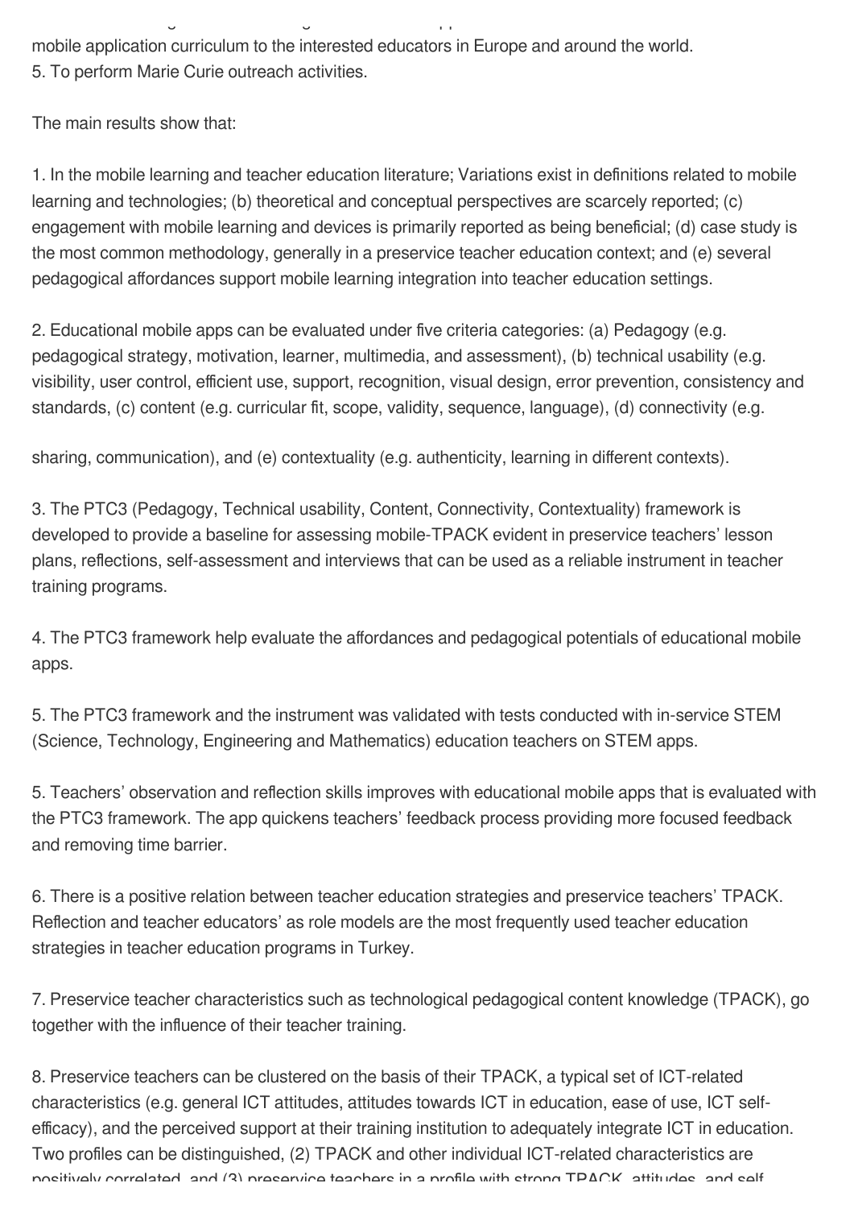mobile application curriculum to the interested educators in Europe and around the world.
5. To perform Marie Curie outreach activities.

The main results show that:

1. In the mobile learning and teacher education literature; Variations exist in definitions related to mobile learning and technologies; (b) theoretical and conceptual perspectives are scarcely reported; (c) engagement with mobile learning and devices is primarily reported as being beneficial; (d) case study is the most common methodology, generally in a preservice teacher education context; and (e) several pedagogical affordances support mobile learning integration into teacher education settings.

2. Educational mobile apps can be evaluated under five criteria categories: (a) Pedagogy (e.g. pedagogical strategy, motivation, learner, multimedia, and assessment), (b) technical usability (e.g. visibility, user control, efficient use, support, recognition, visual design, error prevention, consistency and standards, (c) content (e.g. curricular fit, scope, validity, sequence, language), (d) connectivity (e.g.

sharing, communication), and (e) contextuality (e.g. authenticity, learning in different contexts).

3. The PTC3 (Pedagogy, Technical usability, Content, Connectivity, Contextuality) framework is developed to provide a baseline for assessing mobile-TPACK evident in preservice teachers' lesson plans, reflections, self-assessment and interviews that can be used as a reliable instrument in teacher training programs.

4. The PTC3 framework help evaluate the affordances and pedagogical potentials of educational mobile apps.

5. The PTC3 framework and the instrument was validated with tests conducted with in-service STEM (Science, Technology, Engineering and Mathematics) education teachers on STEM apps.

5. Teachers' observation and reflection skills improves with educational mobile apps that is evaluated with the PTC3 framework. The app quickens teachers' feedback process providing more focused feedback and removing time barrier.

6. There is a positive relation between teacher education strategies and preservice teachers' TPACK. Reflection and teacher educators' as role models are the most frequently used teacher education strategies in teacher education programs in Turkey.

7. Preservice teacher characteristics such as technological pedagogical content knowledge (TPACK), go together with the influence of their teacher training.

8. Preservice teachers can be clustered on the basis of their TPACK, a typical set of ICT-related characteristics (e.g. general ICT attitudes, attitudes towards ICT in education, ease of use, ICT self-efficacy), and the perceived support at their training institution to adequately integrate ICT in education. Two profiles can be distinguished, (2) TPACK and other individual ICT-related characteristics are positively correlated, and (3) preservice teachers in a profile with strong TPACK, attitudes, and self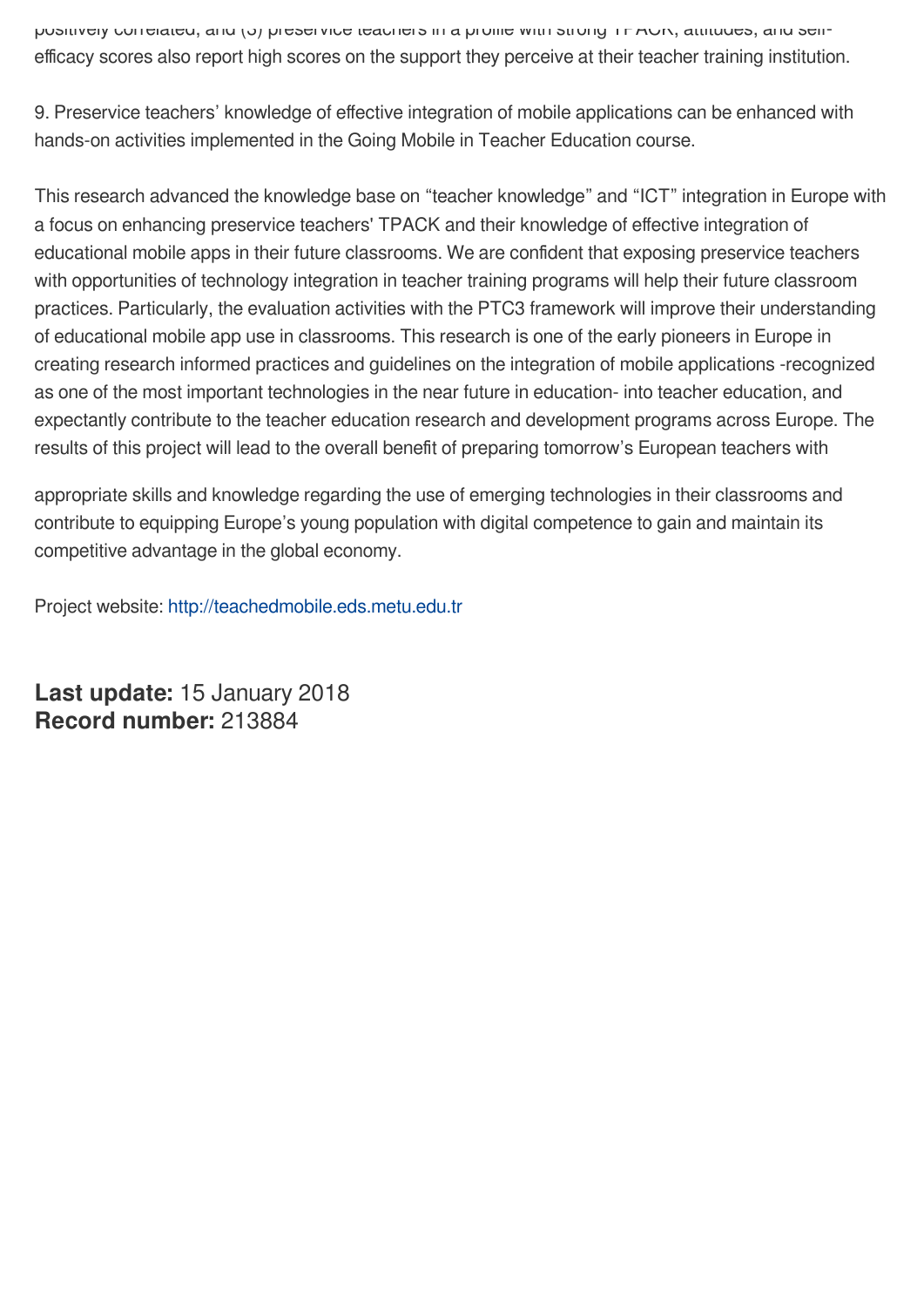positively correlated, and (3) preservice teachers in a profile with strong TPACK, attitudes, and self-efficacy scores also report high scores on the support they perceive at their teacher training institution.

9. Preservice teachers' knowledge of effective integration of mobile applications can be enhanced with hands-on activities implemented in the Going Mobile in Teacher Education course.

This research advanced the knowledge base on "teacher knowledge" and "ICT" integration in Europe with a focus on enhancing preservice teachers' TPACK and their knowledge of effective integration of educational mobile apps in their future classrooms. We are confident that exposing preservice teachers with opportunities of technology integration in teacher training programs will help their future classroom practices. Particularly, the evaluation activities with the PTC3 framework will improve their understanding of educational mobile app use in classrooms. This research is one of the early pioneers in Europe in creating research informed practices and guidelines on the integration of mobile applications -recognized as one of the most important technologies in the near future in education- into teacher education, and expectantly contribute to the teacher education research and development programs across Europe. The results of this project will lead to the overall benefit of preparing tomorrow's European teachers with appropriate skills and knowledge regarding the use of emerging technologies in their classrooms and contribute to equipping Europe's young population with digital competence to gain and maintain its competitive advantage in the global economy.

Project website: http://teachedmobile.eds.metu.edu.tr

**Last update:** 15 January 2018
**Record number:** 213884